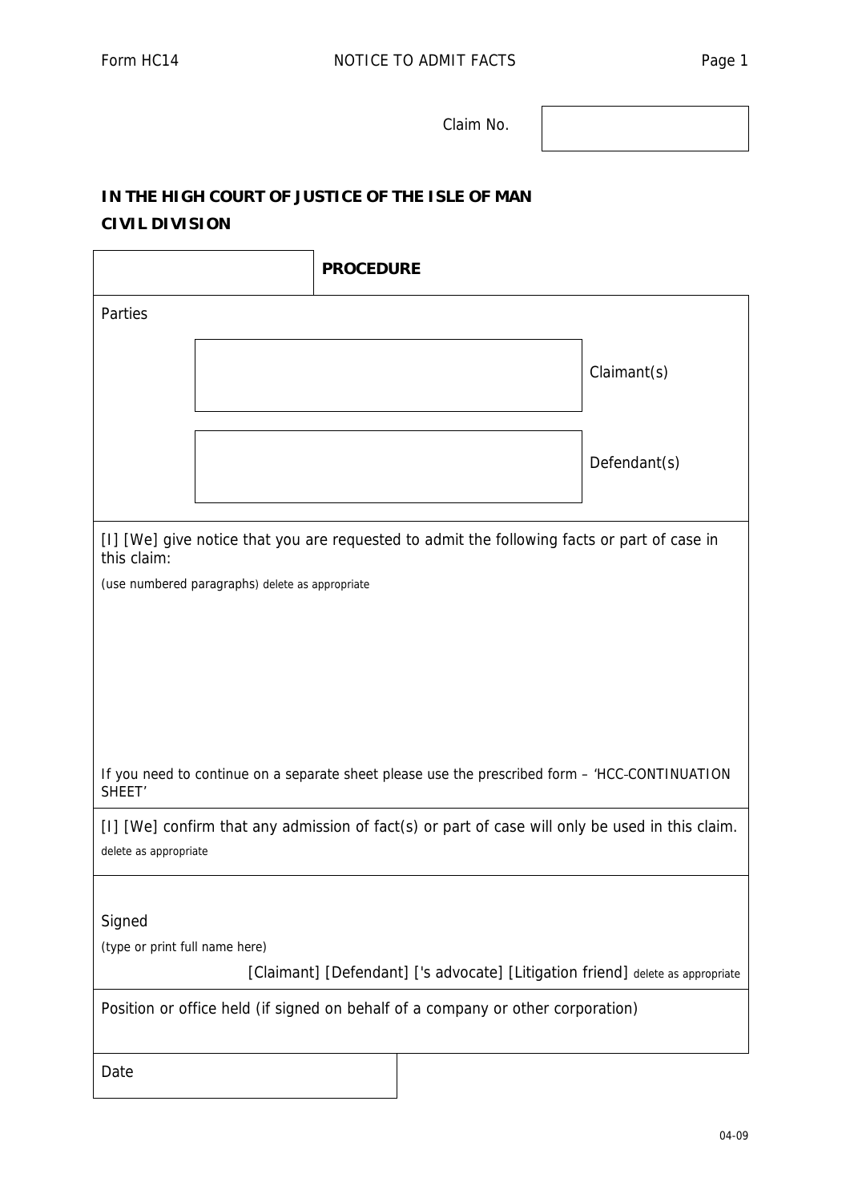Form HC14 NOTICE TO ADMIT FACTS

| Claim No. | |
|---|---|

**IN THE HIGH COURT OF JUSTICE OF THE ISLE OF MAN**

**CIVIL DIVISION**

| | **PROCEDURE** |
|---|---|

Parties

| | |
|---|---|
| | Claimant(s) |
| | Defendant(s) |

[I] [We] give notice that you are requested to admit the following facts or part of case in this claim:

(use numbered paragraphs) delete as appropriate

If you need to continue on a separate sheet please use the prescribed form – 'HCC-CONTINUATION SHEET'

[I] [We] confirm that any admission of fact(s) or part of case will only be used in this claim.

delete as appropriate

Signed

(type or print full name here)

[Claimant] [Defendant] ['s advocate] [Litigation friend] delete as appropriate

Position or office held (if signed on behalf of a company or other corporation)

Date

04-09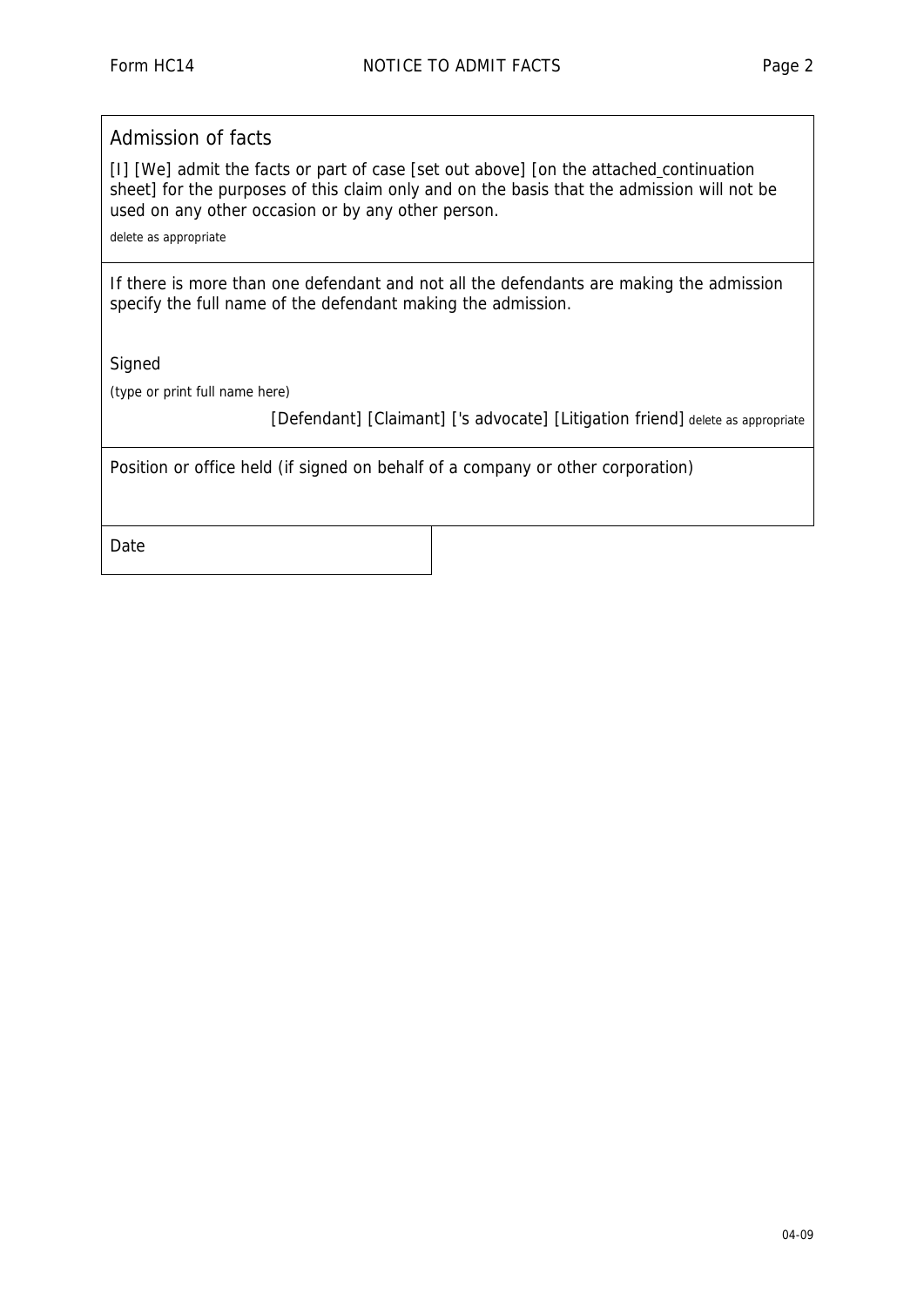## Admission of facts

[I] [We] admit the facts or part of case [set out above] [on the attached continuation sheet] for the purposes of this claim only and on the basis that the admission will not be used on any other occasion or by any other person.

delete as appropriate

If there is more than one defendant and not all the defendants are making the admission specify the full name of the defendant making the admission.

Signed

(type or print full name here)

[Defendant] [Claimant] ['s advocate] [Litigation friend] delete as appropriate

Position or office held (if signed on behalf of a company or other corporation)

Date

04-09